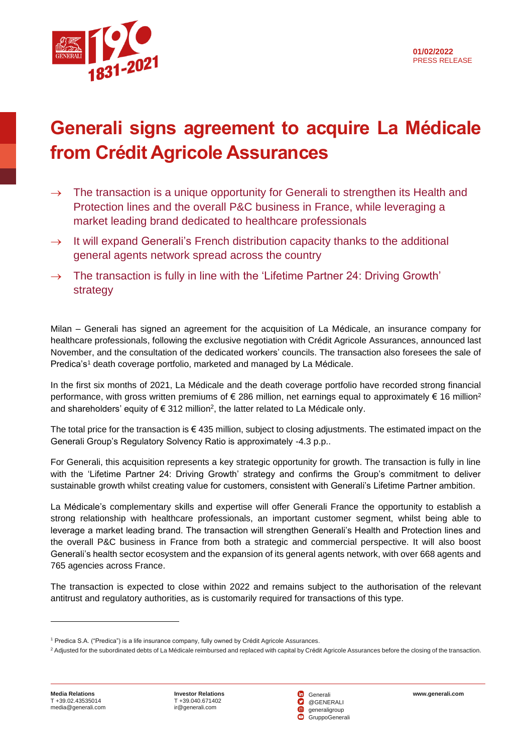01/02/2022
PRESS RELEASE

# Generali signs agreement to acquire La Médicale from Crédit Agricole Assurances

- The transaction is a unique opportunity for Generali to strengthen its Health and Protection lines and the overall P&C business in France, while leveraging a market leading brand dedicated to healthcare professionals
- It will expand Generali's French distribution capacity thanks to the additional general agents network spread across the country
- The transaction is fully in line with the 'Lifetime Partner 24: Driving Growth' strategy

Milan – Generali has signed an agreement for the acquisition of La Médicale, an insurance company for healthcare professionals, following the exclusive negotiation with Crédit Agricole Assurances, announced last November, and the consultation of the dedicated workers' councils. The transaction also foresees the sale of Predica's[1] death coverage portfolio, marketed and managed by La Médicale.

In the first six months of 2021, La Médicale and the death coverage portfolio have recorded strong financial performance, with gross written premiums of € 286 million, net earnings equal to approximately € 16 million[2] and shareholders' equity of € 312 million[2], the latter related to La Médicale only.

The total price for the transaction is € 435 million, subject to closing adjustments. The estimated impact on the Generali Group's Regulatory Solvency Ratio is approximately -4.3 p.p..

For Generali, this acquisition represents a key strategic opportunity for growth. The transaction is fully in line with the 'Lifetime Partner 24: Driving Growth' strategy and confirms the Group's commitment to deliver sustainable growth whilst creating value for customers, consistent with Generali's Lifetime Partner ambition.

La Médicale's complementary skills and expertise will offer Generali France the opportunity to establish a strong relationship with healthcare professionals, an important customer segment, whilst being able to leverage a market leading brand. The transaction will strengthen Generali's Health and Protection lines and the overall P&C business in France from both a strategic and commercial perspective. It will also boost Generali's health sector ecosystem and the expansion of its general agents network, with over 668 agents and 765 agencies across France.

The transaction is expected to close within 2022 and remains subject to the authorisation of the relevant antitrust and regulatory authorities, as is customarily required for transactions of this type.

---

[1] Predica S.A. ("Predica") is a life insurance company, fully owned by Crédit Agricole Assurances.

[2] Adjusted for the subordinated debts of La Médicale reimbursed and replaced with capital by Crédit Agricole Assurances before the closing of the transaction.

**Media Relations**
T +39.02.43535014
media@generali.com

**Investor Relations**
T +39.040.671402
ir@generali.com

Generali
@GENERALI
generaligroup
GruppoGenerali

**www.generali.com**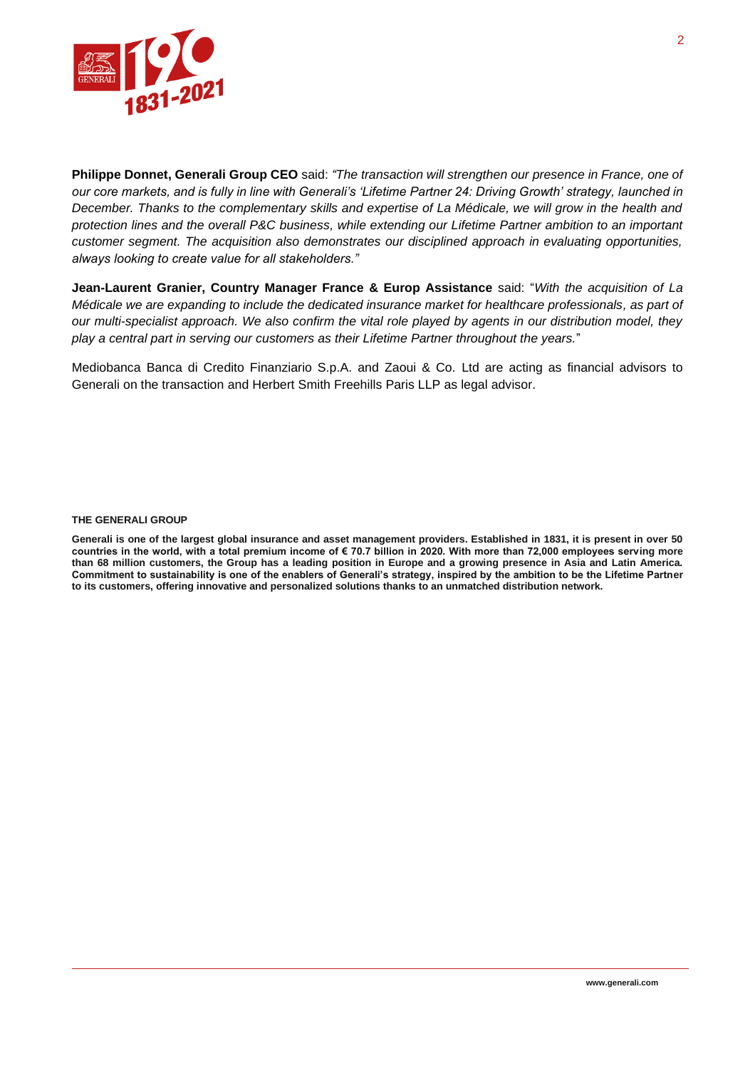**Philippe Donnet, Generali Group CEO** said: *"The transaction will strengthen our presence in France, one of our core markets, and is fully in line with Generali's 'Lifetime Partner 24: Driving Growth' strategy, launched in December. Thanks to the complementary skills and expertise of La Médicale, we will grow in the health and protection lines and the overall P&C business, while extending our Lifetime Partner ambition to an important customer segment. The acquisition also demonstrates our disciplined approach in evaluating opportunities, always looking to create value for all stakeholders."*

**Jean-Laurent Granier, Country Manager France & Europ Assistance** said: "*With the acquisition of La Médicale we are expanding to include the dedicated insurance market for healthcare professionals, as part of our multi-specialist approach. We also confirm the vital role played by agents in our distribution model, they play a central part in serving our customers as their Lifetime Partner throughout the years.*"

Mediobanca Banca di Credito Finanziario S.p.A. and Zaoui & Co. Ltd are acting as financial advisors to Generali on the transaction and Herbert Smith Freehills Paris LLP as legal advisor.

**THE GENERALI GROUP**

**Generali is one of the largest global insurance and asset management providers. Established in 1831, it is present in over 50 countries in the world, with a total premium income of € 70.7 billion in 2020. With more than 72,000 employees serving more than 68 million customers, the Group has a leading position in Europe and a growing presence in Asia and Latin America. Commitment to sustainability is one of the enablers of Generali's strategy, inspired by the ambition to be the Lifetime Partner to its customers, offering innovative and personalized solutions thanks to an unmatched distribution network.**